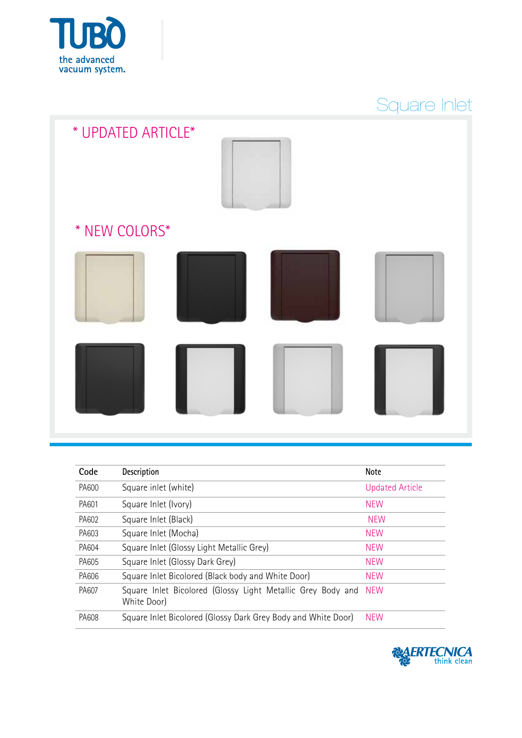TUBÒ

the advanced vacuum system.

# Square Inlet

## * UPDATED ARTICLE*

## * NEW COLORS*

| Code | Description | Note |
|---|---|---|
| PA600 | Square inlet (white) | Updated Article |
| PA601 | Square Inlet (Ivory) | NEW |
| PA602 | Square Inlet (Black) | NEW |
| PA603 | Square Inlet (Mocha) | NEW |
| PA604 | Square Inlet (Glossy Light Metallic Grey) | NEW |
| PA605 | Square Inlet (Glossy Dark Grey) | NEW |
| PA606 | Square Inlet Bicolored (Black body and White Door) | NEW |
| PA607 | Square Inlet Bicolored (Glossy Light Metallic Grey Body and White Door) | NEW |
| PA608 | Square Inlet Bicolored (Glossy Dark Grey Body and White Door) | NEW |

AERTECNICA think clean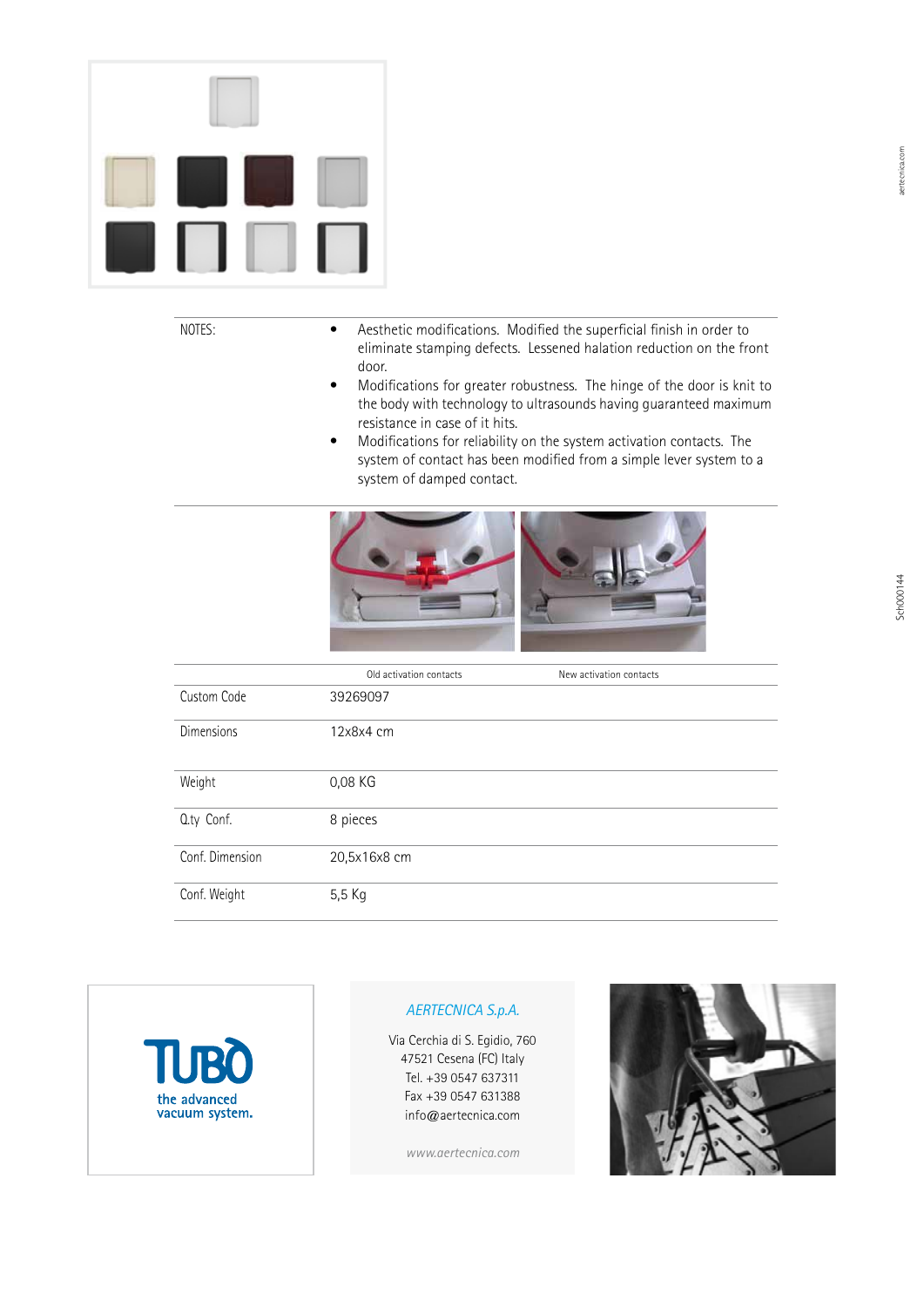| | |
|---|---|
| NOTES: | • Aesthetic modifications. Modified the superficial finish in order to eliminate stamping defects. Lessened halation reduction on the front door. • Modifications for greater robustness. The hinge of the door is knit to the body with technology to ultrasounds having guaranteed maximum resistance in case of it hits. • Modifications for reliability on the system activation contacts. The system of contact has been modified from a simple lever system to a system of damped contact. |

Old activation contacts

New activation contacts

| | |
|---|---|
| Custom Code | 39269097 |
| Dimensions | 12x8x4 cm |
| Weight | 0,08 KG |
| Q.ty Conf. | 8 pieces |
| Conf. Dimension | 20,5x16x8 cm |
| Conf. Weight | 5,5 Kg |

TUBO the advanced vacuum system.

*AERTECNICA S.p.A.*

Via Cerchia di S. Egidio, 760
47521 Cesena (FC) Italy
Tel. +39 0547 637311
Fax +39 0547 631388
info@aertecnica.com

*www.aertecnica.com*

Sch000144